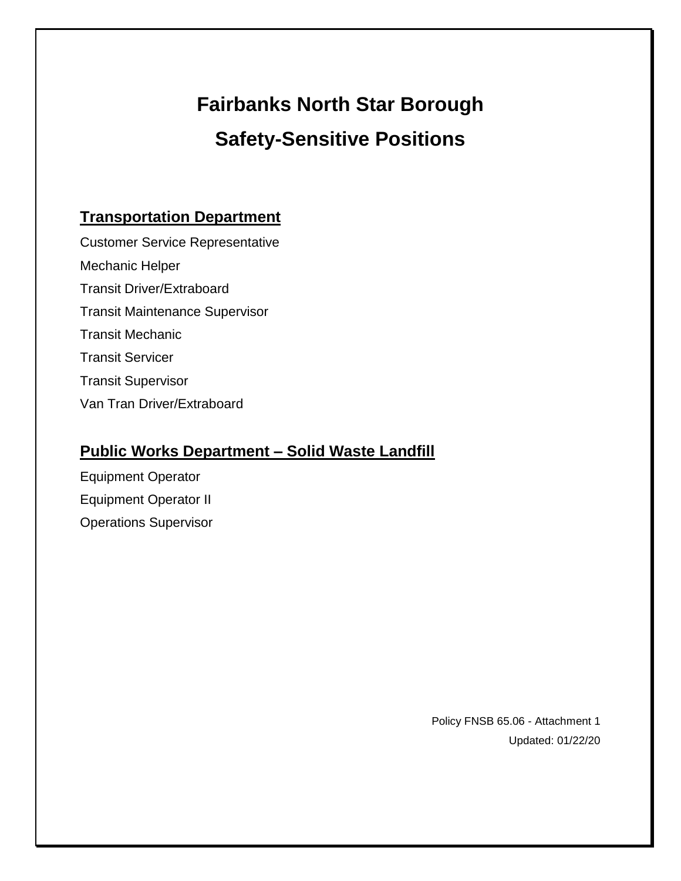# Fairbanks North Star Borough

# Safety-Sensitive Positions

## Transportation Department

Customer Service Representative

Mechanic Helper

Transit Driver/Extraboard

Transit Maintenance Supervisor

Transit Mechanic

Transit Servicer

Transit Supervisor

Van Tran Driver/Extraboard

## Public Works Department – Solid Waste Landfill

Equipment Operator

Equipment Operator II

Operations Supervisor

Policy FNSB 65.06 - Attachment 1

Updated: 01/22/20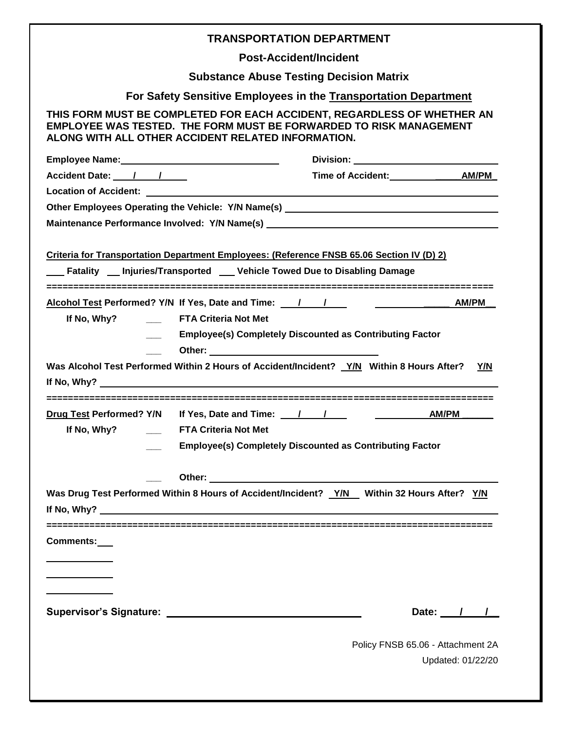# TRANSPORTATION DEPARTMENT

## Post-Accident/Incident

## Substance Abuse Testing Decision Matrix

## For Safety Sensitive Employees in the Transportation Department

**THIS FORM MUST BE COMPLETED FOR EACH ACCIDENT, REGARDLESS OF WHETHER AN EMPLOYEE WAS TESTED. THE FORM MUST BE FORWARDED TO RISK MANAGEMENT ALONG WITH ALL OTHER ACCIDENT RELATED INFORMATION.**

**Employee Name:** ______________________________ **Division:** ____________________________

**Accident Date:** ____/____/_____ **Time of Accident:** ______________ **AM/PM**

**Location of Accident:** ____________________________________________________________

**Other Employees Operating the Vehicle: Y/N Name(s)** ______________________________________

**Maintenance Performance Involved: Y/N Name(s)** __________________________________________

**Criteria for Transportation Department Employees: (Reference FNSB 65.06 Section IV (D) 2)**

___ **Fatality** ___ **Injuries/Transported** ___ **Vehicle Towed Due to Disabling Damage**

================================================================================

**Alcohol Test Performed? Y/N If Yes, Date and Time:** ___/___/___ ______________ **AM/PM**

**If No, Why?**

- ___ **FTA Criteria Not Met**
- ___ **Employee(s) Completely Discounted as Contributing Factor**
- ___ **Other:** ______________________________

**Was Alcohol Test Performed Within 2 Hours of Accident/Incident? Y/N Within 8 Hours After? Y/N**

**If No, Why?** ____________________________________________________________________

================================================================================

**Drug Test Performed? Y/N If Yes, Date and Time:** ___/___/___ ______________ **AM/PM** ______

**If No, Why?**

- ___ **FTA Criteria Not Met**
- ___ **Employee(s) Completely Discounted as Contributing Factor**
- ___ **Other:** ______________________________

**Was Drug Test Performed Within 8 Hours of Accident/Incident? Y/N Within 32 Hours After? Y/N**

**If No, Why?** ____________________________________________________________________

================================================================================

**Comments:** ___

____________

____________

____________

**Supervisor's Signature:** ______________________________ **Date:** ___/___/___

Policy FNSB 65.06 - Attachment 2A

Updated: 01/22/20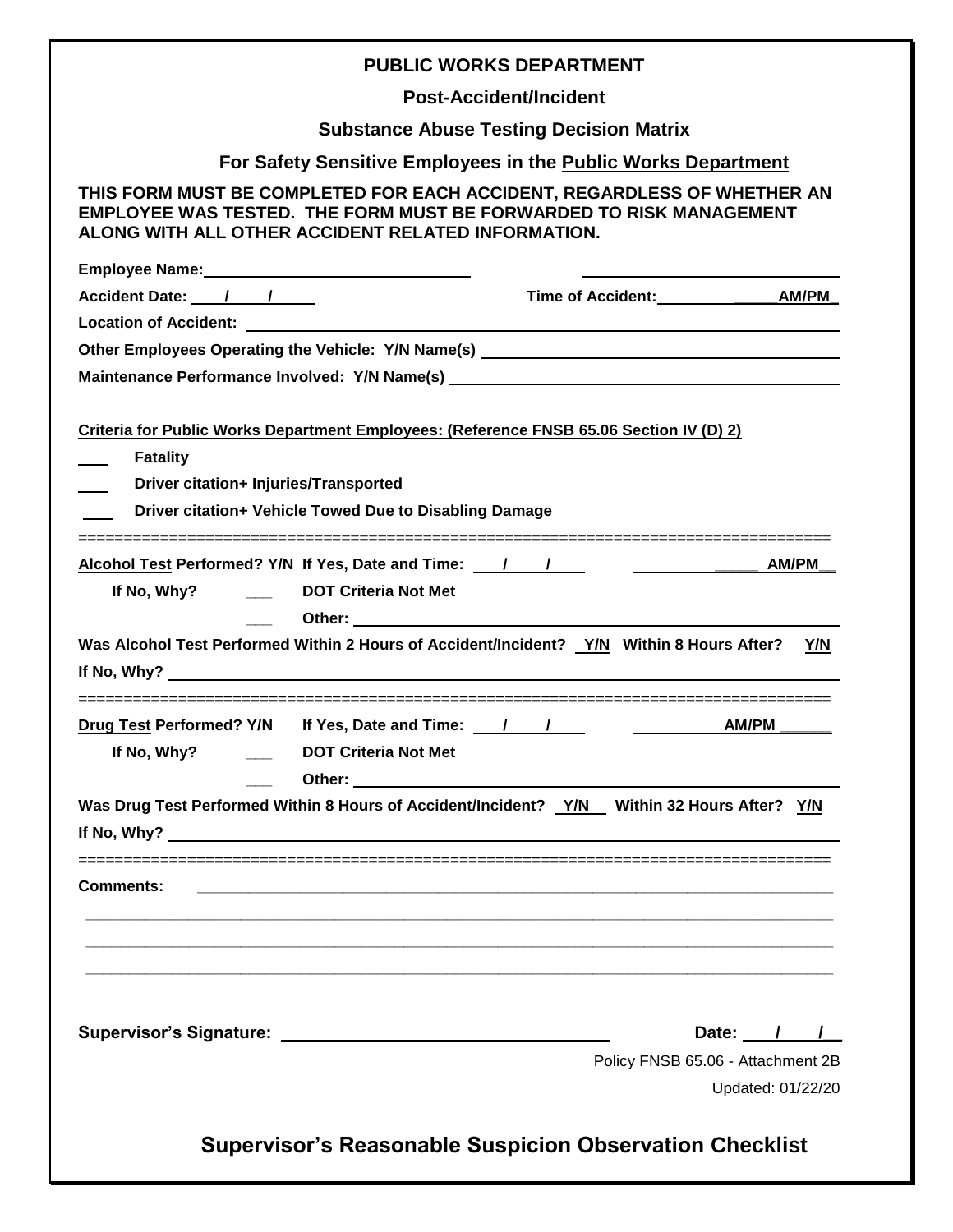# PUBLIC WORKS DEPARTMENT

## Post-Accident/Incident

## Substance Abuse Testing Decision Matrix

## For Safety Sensitive Employees in the Public Works Department

**THIS FORM MUST BE COMPLETED FOR EACH ACCIDENT, REGARDLESS OF WHETHER AN EMPLOYEE WAS TESTED. THE FORM MUST BE FORWARDED TO RISK MANAGEMENT ALONG WITH ALL OTHER ACCIDENT RELATED INFORMATION.**

**Employee Name:** ______________________________ ______________________________

**Accident Date:** ___/___/____ **Time of Accident:** ____________ **AM/PM**

**Location of Accident:** ______________________________

**Other Employees Operating the Vehicle: Y/N Name(s)** ______________________________

**Maintenance Performance Involved: Y/N Name(s)** ______________________________

**Criteria for Public Works Department Employees: (Reference FNSB 65.06 Section IV (D) 2)**

___ **Fatality**

___ **Driver citation+ Injuries/Transported**

___ **Driver citation+ Vehicle Towed Due to Disabling Damage**

================================================================================

**Alcohol Test Performed? Y/N If Yes, Date and Time:** ___/___/___ ____________ **AM/PM**

**If No, Why?** ___ **DOT Criteria Not Met**

___ **Other:** ______________________________

**Was Alcohol Test Performed Within 2 Hours of Accident/Incident? Y/N Within 8 Hours After? Y/N**

**If No, Why?** ______________________________

================================================================================

**Drug Test Performed? Y/N If Yes, Date and Time:** ___/___/___ ____________ **AM/PM** ______

**If No, Why?** ___ **DOT Criteria Not Met**

___ **Other:** ______________________________

**Was Drug Test Performed Within 8 Hours of Accident/Incident? Y/N Within 32 Hours After? Y/N**

**If No, Why?** ______________________________

================================================================================

**Comments:** ______________________________

______________________________

______________________________

______________________________

**Supervisor's Signature:** ______________________________ **Date:** ___/___/___

Policy FNSB 65.06 - Attachment 2B

Updated: 01/22/20

## Supervisor's Reasonable Suspicion Observation Checklist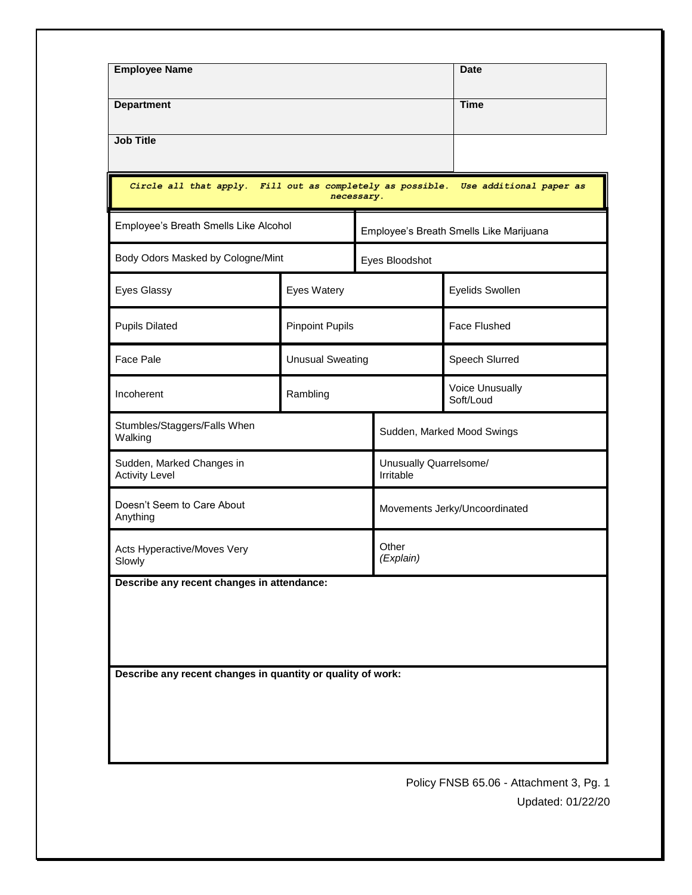| Employee Name | Date |
|---|---|
| Department | Time |
| Job Title | |

*Circle all that apply. Fill out as completely as possible. Use additional paper as necessary.*

| | | |
|---|---|---|
| Employee's Breath Smells Like Alcohol | Employee's Breath Smells Like Marijuana | |
| Body Odors Masked by Cologne/Mint | Eyes Bloodshot | |
| Eyes Glassy | Eyes Watery | Eyelids Swollen |
| Pupils Dilated | Pinpoint Pupils | Face Flushed |
| Face Pale | Unusual Sweating | Speech Slurred |
| Incoherent | Rambling | Voice Unusually Soft/Loud |
| Stumbles/Staggers/Falls When Walking | Sudden, Marked Mood Swings | |
| Sudden, Marked Changes in Activity Level | Unusually Quarrelsome/ Irritable | |
| Doesn't Seem to Care About Anything | Movements Jerky/Uncoordinated | |
| Acts Hyperactive/Moves Very Slowly | Other *(Explain)* | |

**Describe any recent changes in attendance:**

**Describe any recent changes in quantity or quality of work:**

Policy FNSB 65.06 - Attachment 3, Pg. 1

Updated: 01/22/20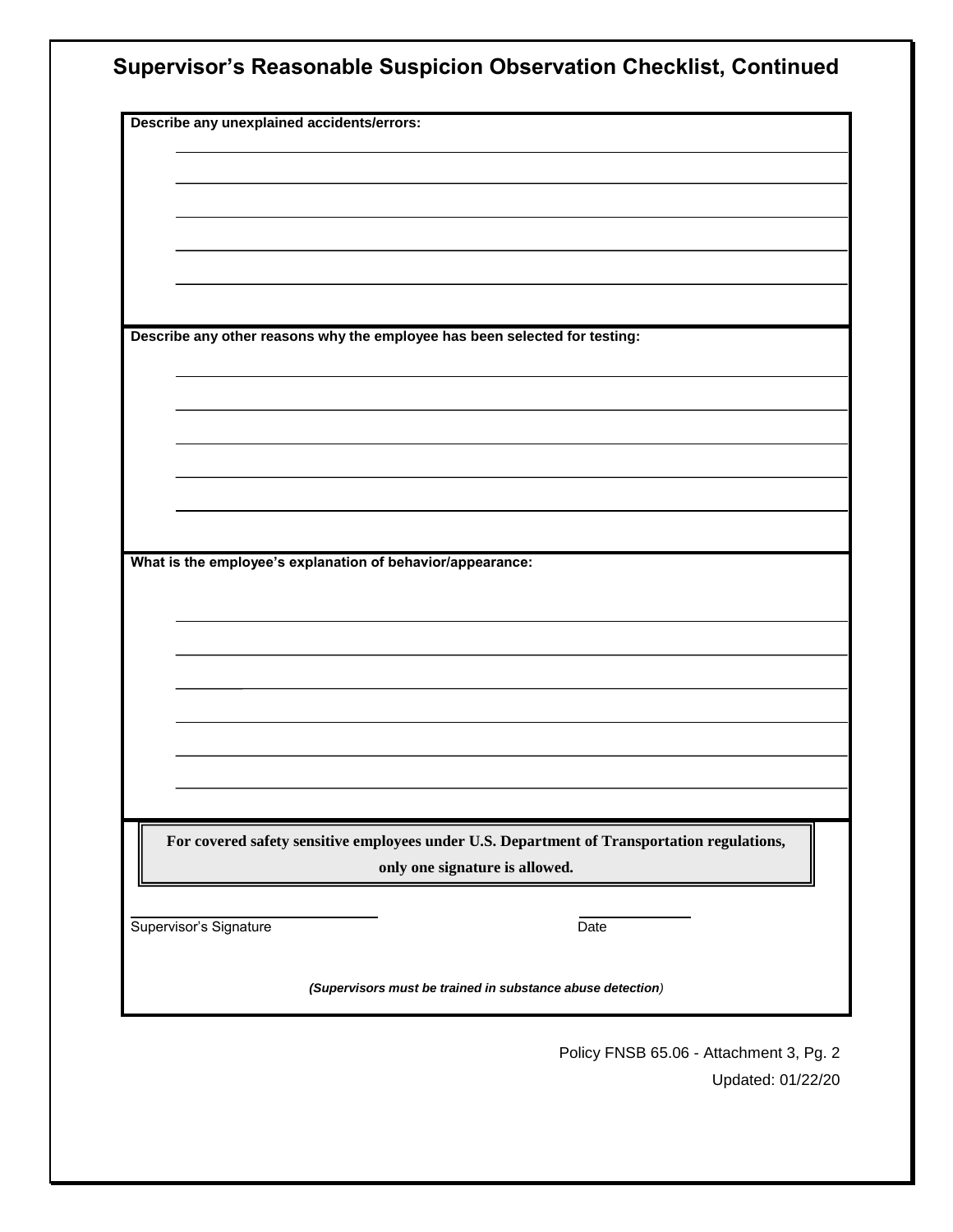## Supervisor's Reasonable Suspicion Observation Checklist, Continued

**Describe any unexplained accidents/errors:**

______________________________________________________________________

______________________________________________________________________

______________________________________________________________________

______________________________________________________________________

______________________________________________________________________

**Describe any other reasons why the employee has been selected for testing:**

______________________________________________________________________

______________________________________________________________________

______________________________________________________________________

______________________________________________________________________

______________________________________________________________________

**What is the employee's explanation of behavior/appearance:**

______________________________________________________________________

______________________________________________________________________

______________________________________________________________________

______________________________________________________________________

______________________________________________________________________

______________________________________________________________________

**For covered safety sensitive employees under U.S. Department of Transportation regulations, only one signature is allowed.**

______________________________ ______________

Supervisor's Signature Date

***(Supervisors must be trained in substance abuse detection)***

Policy FNSB 65.06 - Attachment 3, Pg. 2

Updated: 01/22/20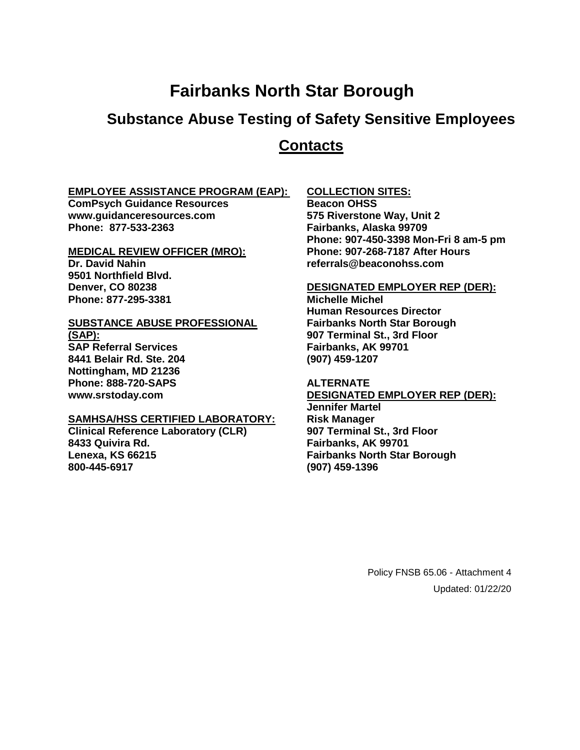# Fairbanks North Star Borough

## Substance Abuse Testing of Safety Sensitive Employees

## Contacts

**EMPLOYEE ASSISTANCE PROGRAM (EAP):**
**ComPsych Guidance Resources**
**www.guidanceresources.com**
**Phone: 877-533-2363**

**MEDICAL REVIEW OFFICER (MRO):**
**Dr. David Nahin**
**9501 Northfield Blvd.**
**Denver, CO 80238**
**Phone: 877-295-3381**

**SUBSTANCE ABUSE PROFESSIONAL (SAP):**
**SAP Referral Services**
**8441 Belair Rd. Ste. 204**
**Nottingham, MD 21236**
**Phone: 888-720-SAPS**
**www.srstoday.com**

**SAMHSA/HSS CERTIFIED LABORATORY:**
**Clinical Reference Laboratory (CLR)**
**8433 Quivira Rd.**
**Lenexa, KS 66215**
**800-445-6917**

**COLLECTION SITES:**
**Beacon OHSS**
**575 Riverstone Way, Unit 2**
**Fairbanks, Alaska 99709**
**Phone: 907-450-3398 Mon-Fri 8 am-5 pm**
**Phone: 907-268-7187 After Hours**
**referrals@beaconohss.com**

**DESIGNATED EMPLOYER REP (DER):**
**Michelle Michel**
**Human Resources Director**
**Fairbanks North Star Borough**
**907 Terminal St., 3rd Floor**
**Fairbanks, AK 99701**
**(907) 459-1207**

**ALTERNATE DESIGNATED EMPLOYER REP (DER):**
**Jennifer Martel**
**Risk Manager**
**907 Terminal St., 3rd Floor**
**Fairbanks, AK 99701**
**Fairbanks North Star Borough**
**(907) 459-1396**

Policy FNSB 65.06 - Attachment 4
Updated: 01/22/20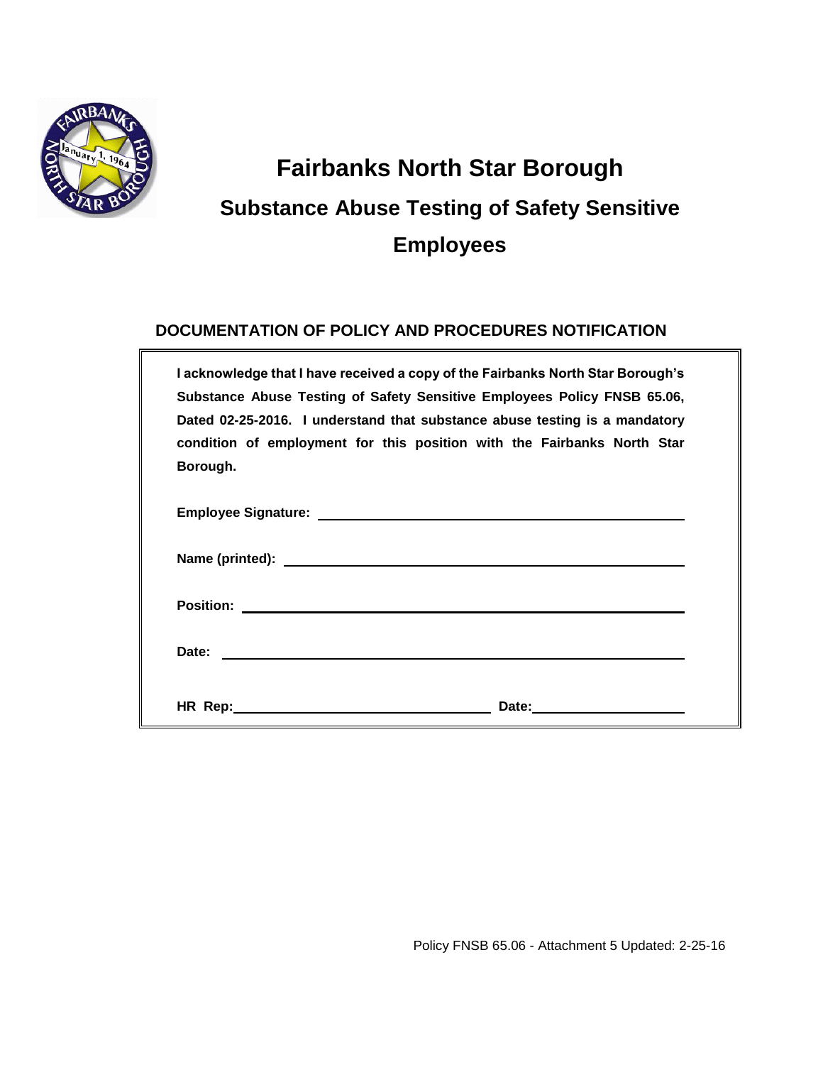# Fairbanks North Star Borough

## Substance Abuse Testing of Safety Sensitive Employees

### DOCUMENTATION OF POLICY AND PROCEDURES NOTIFICATION

**I acknowledge that I have received a copy of the Fairbanks North Star Borough's Substance Abuse Testing of Safety Sensitive Employees Policy FNSB 65.06, Dated 02-25-2016. I understand that substance abuse testing is a mandatory condition of employment for this position with the Fairbanks North Star Borough.**

**Employee Signature:** ______________________________

**Name (printed):** ______________________________

**Position:** ______________________________

**Date:** ______________________________

**HR Rep:** ______________________ **Date:** ______________

Policy FNSB 65.06 - Attachment 5 Updated: 2-25-16